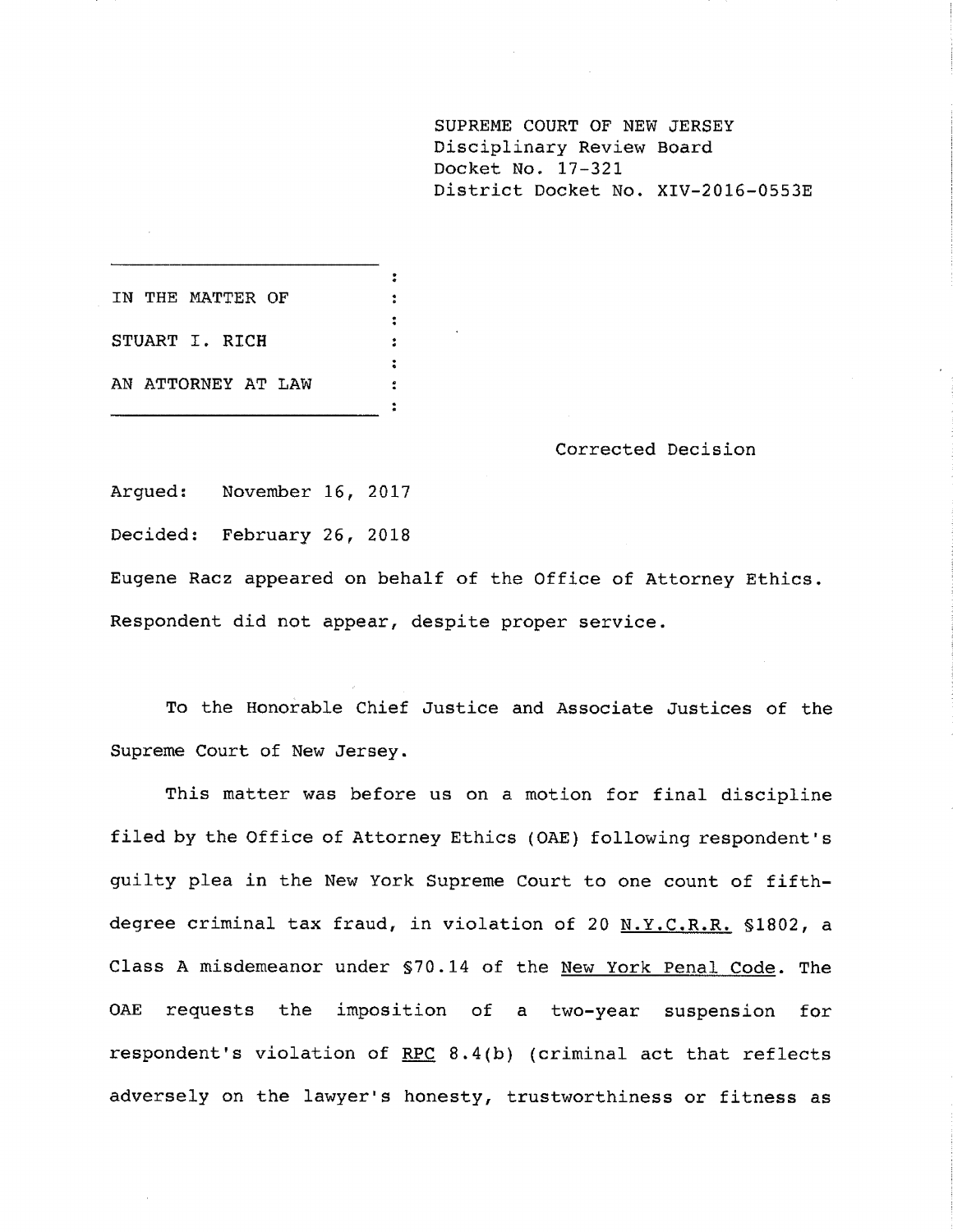SUPREME COURT OF NEW JERSEY
Disciplinary Review Board
Docket No. 17-321
District Docket No. XIV-2016-0553E

IN THE MATTER OF

STUART I. RICH

AN ATTORNEY AT LAW

Corrected Decision

Argued: November 16, 2017

Decided: February 26, 2018

Eugene Racz appeared on behalf of the Office of Attorney Ethics.

Respondent did not appear, despite proper service.

To the Honorable Chief Justice and Associate Justices of the Supreme Court of New Jersey.

This matter was before us on a motion for final discipline filed by the Office of Attorney Ethics (OAE) following respondent's guilty plea in the New York Supreme Court to one count of fifth-degree criminal tax fraud, in violation of 20 N.Y.C.R.R. §1802, a Class A misdemeanor under §70.14 of the New York Penal Code. The OAE requests the imposition of a two-year suspension for respondent's violation of RPC 8.4(b) (criminal act that reflects adversely on the lawyer's honesty, trustworthiness or fitness as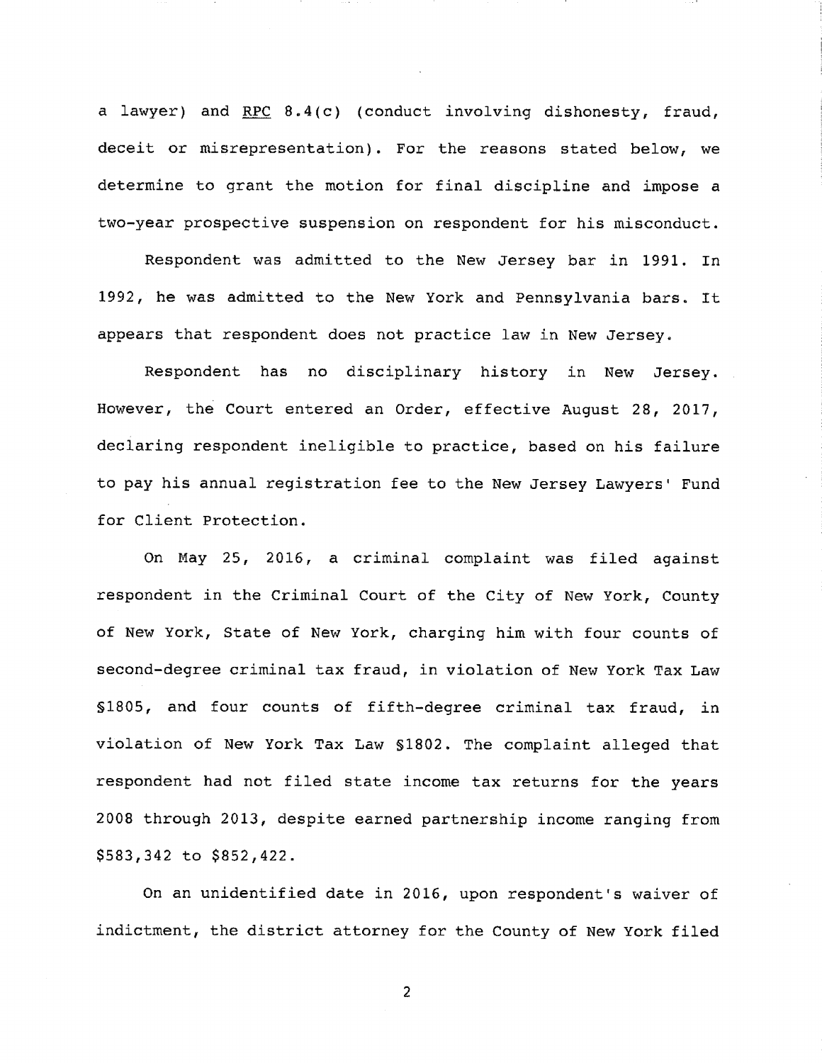a lawyer) and RPC 8.4(c) (conduct involving dishonesty, fraud, deceit or misrepresentation). For the reasons stated below, we determine to grant the motion for final discipline and impose a two-year prospective suspension on respondent for his misconduct.

Respondent was admitted to the New Jersey bar in 1991. In 1992, he was admitted to the New York and Pennsylvania bars. It appears that respondent does not practice law in New Jersey.

Respondent has no disciplinary history in New Jersey. However, the Court entered an Order, effective August 28, 2017, declaring respondent ineligible to practice, based on his failure to pay his annual registration fee to the New Jersey Lawyers' Fund for Client Protection.

On May 25, 2016, a criminal complaint was filed against respondent in the Criminal Court of the City of New York, County of New York, State of New York, charging him with four counts of second-degree criminal tax fraud, in violation of New York Tax Law §1805, and four counts of fifth-degree criminal tax fraud, in violation of New York Tax Law §1802. The complaint alleged that respondent had not filed state income tax returns for the years 2008 through 2013, despite earned partnership income ranging from $583,342 to $852,422.

On an unidentified date in 2016, upon respondent's waiver of indictment, the district attorney for the County of New York filed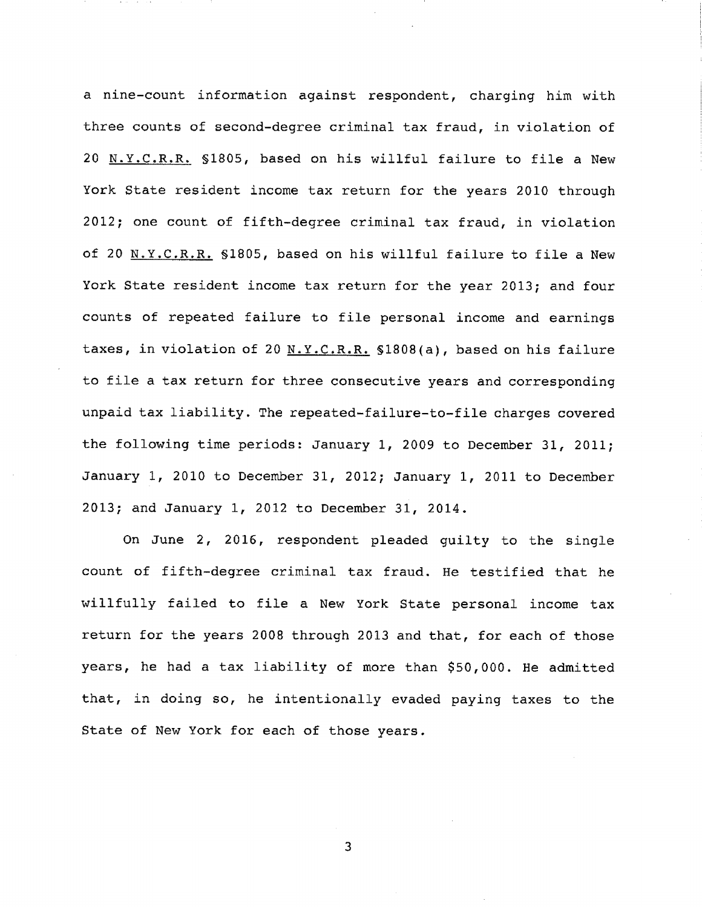a nine-count information against respondent, charging him with three counts of second-degree criminal tax fraud, in violation of 20 N.Y.C.R.R. §1805, based on his willful failure to file a New York State resident income tax return for the years 2010 through 2012; one count of fifth-degree criminal tax fraud, in violation of 20 N.Y.C.R.R. §1805, based on his willful failure to file a New York State resident income tax return for the year 2013; and four counts of repeated failure to file personal income and earnings taxes, in violation of 20 N.Y.C.R.R. §1808(a), based on his failure to file a tax return for three consecutive years and corresponding unpaid tax liability. The repeated-failure-to-file charges covered the following time periods: January 1, 2009 to December 31, 2011; January 1, 2010 to December 31, 2012; January 1, 2011 to December 2013; and January 1, 2012 to December 31, 2014.

On June 2, 2016, respondent pleaded guilty to the single count of fifth-degree criminal tax fraud. He testified that he willfully failed to file a New York State personal income tax return for the years 2008 through 2013 and that, for each of those years, he had a tax liability of more than $50,000. He admitted that, in doing so, he intentionally evaded paying taxes to the State of New York for each of those years.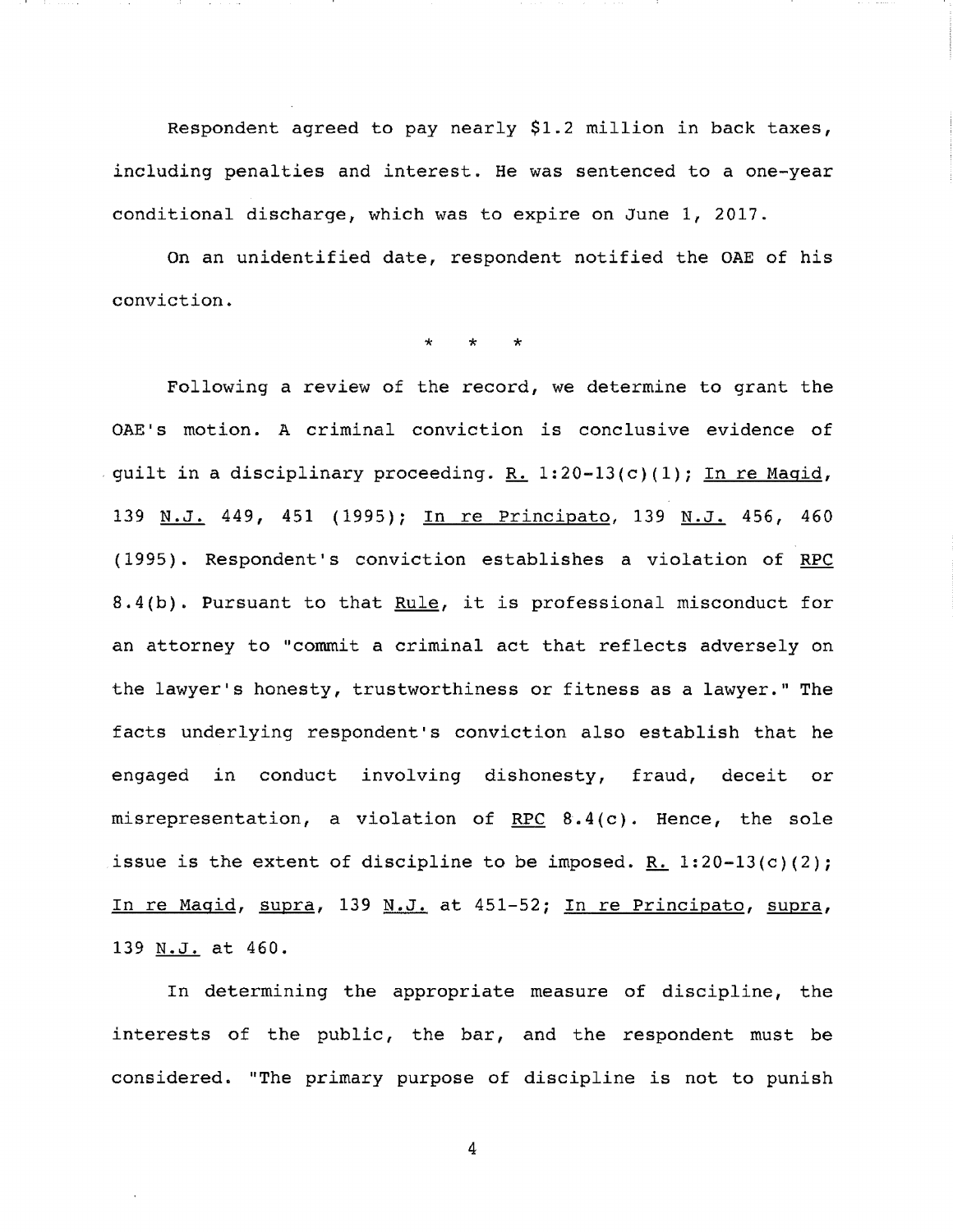Respondent agreed to pay nearly $1.2 million in back taxes, including penalties and interest. He was sentenced to a one-year conditional discharge, which was to expire on June 1, 2017.

On an unidentified date, respondent notified the OAE of his conviction.

\* \* \*

Following a review of the record, we determine to grant the OAE's motion. A criminal conviction is conclusive evidence of guilt in a disciplinary proceeding. R. 1:20-13(c)(1); In re Magid, 139 N.J. 449, 451 (1995); In re Principato, 139 N.J. 456, 460 (1995). Respondent's conviction establishes a violation of RPC 8.4(b). Pursuant to that Rule, it is professional misconduct for an attorney to "commit a criminal act that reflects adversely on the lawyer's honesty, trustworthiness or fitness as a lawyer." The facts underlying respondent's conviction also establish that he engaged in conduct involving dishonesty, fraud, deceit or misrepresentation, a violation of RPC 8.4(c). Hence, the sole issue is the extent of discipline to be imposed. R. 1:20-13(c)(2); In re Magid, supra, 139 N.J. at 451-52; In re Principato, supra, 139 N.J. at 460.

In determining the appropriate measure of discipline, the interests of the public, the bar, and the respondent must be considered. "The primary purpose of discipline is not to punish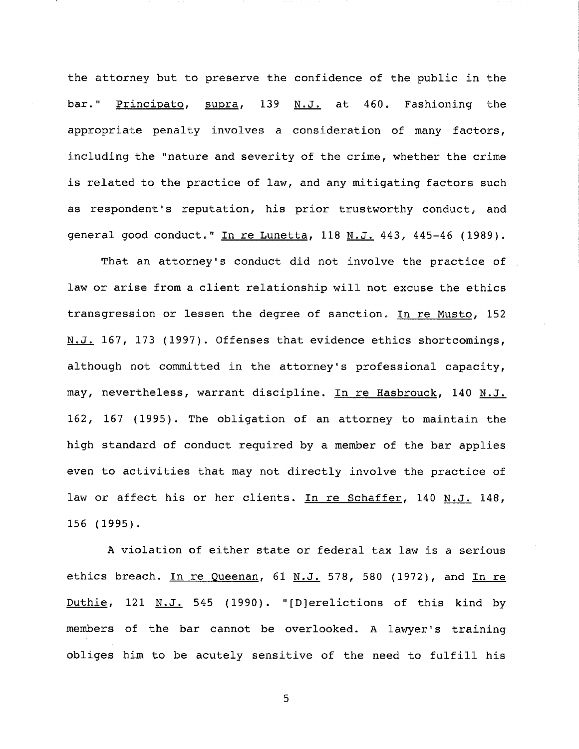the attorney but to preserve the confidence of the public in the bar." Principato, supra, 139 N.J. at 460. Fashioning the appropriate penalty involves a consideration of many factors, including the "nature and severity of the crime, whether the crime is related to the practice of law, and any mitigating factors such as respondent's reputation, his prior trustworthy conduct, and general good conduct." In re Lunetta, 118 N.J. 443, 445-46 (1989).

That an attorney's conduct did not involve the practice of law or arise from a client relationship will not excuse the ethics transgression or lessen the degree of sanction. In re Musto, 152 N.J. 167, 173 (1997). Offenses that evidence ethics shortcomings, although not committed in the attorney's professional capacity, may, nevertheless, warrant discipline. In re Hasbrouck, 140 N.J. 162, 167 (1995). The obligation of an attorney to maintain the high standard of conduct required by a member of the bar applies even to activities that may not directly involve the practice of law or affect his or her clients. In re Schaffer, 140 N.J. 148, 156 (1995).

A violation of either state or federal tax law is a serious ethics breach. In re Queenan, 61 N.J. 578, 580 (1972), and In re Duthie, 121 N.J. 545 (1990). "[D]erelictions of this kind by members of the bar cannot be overlooked. A lawyer's training obliges him to be acutely sensitive of the need to fulfill his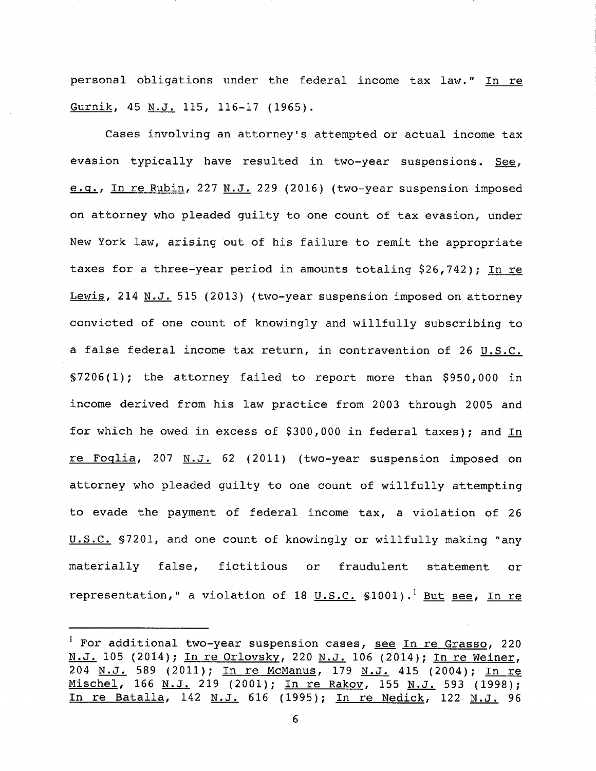personal obligations under the federal income tax law." In re Gurnik, 45 N.J. 115, 116-17 (1965).

Cases involving an attorney's attempted or actual income tax evasion typically have resulted in two-year suspensions. See, e.g., In re Rubin, 227 N.J. 229 (2016) (two-year suspension imposed on attorney who pleaded guilty to one count of tax evasion, under New York law, arising out of his failure to remit the appropriate taxes for a three-year period in amounts totaling $26,742); In re Lewis, 214 N.J. 515 (2013) (two-year suspension imposed on attorney convicted of one count of knowingly and willfully subscribing to a false federal income tax return, in contravention of 26 U.S.C. §7206(1); the attorney failed to report more than $950,000 in income derived from his law practice from 2003 through 2005 and for which he owed in excess of $300,000 in federal taxes); and In re Foglia, 207 N.J. 62 (2011) (two-year suspension imposed on attorney who pleaded guilty to one count of willfully attempting to evade the payment of federal income tax, a violation of 26 U.S.C. §7201, and one count of knowingly or willfully making "any materially false, fictitious or fraudulent statement or representation," a violation of 18 U.S.C. §1001).[1] But see, In re

---

[1] For additional two-year suspension cases, see In re Grasso, 220 N.J. 105 (2014); In re Orlovsky, 220 N.J. 106 (2014); In re Weiner, 204 N.J. 589 (2011); In re McManus, 179 N.J. 415 (2004); In re Mischel, 166 N.J. 219 (2001); In re Rakov, 155 N.J. 593 (1998); In re Batalla, 142 N.J. 616 (1995); In re Nedick, 122 N.J. 96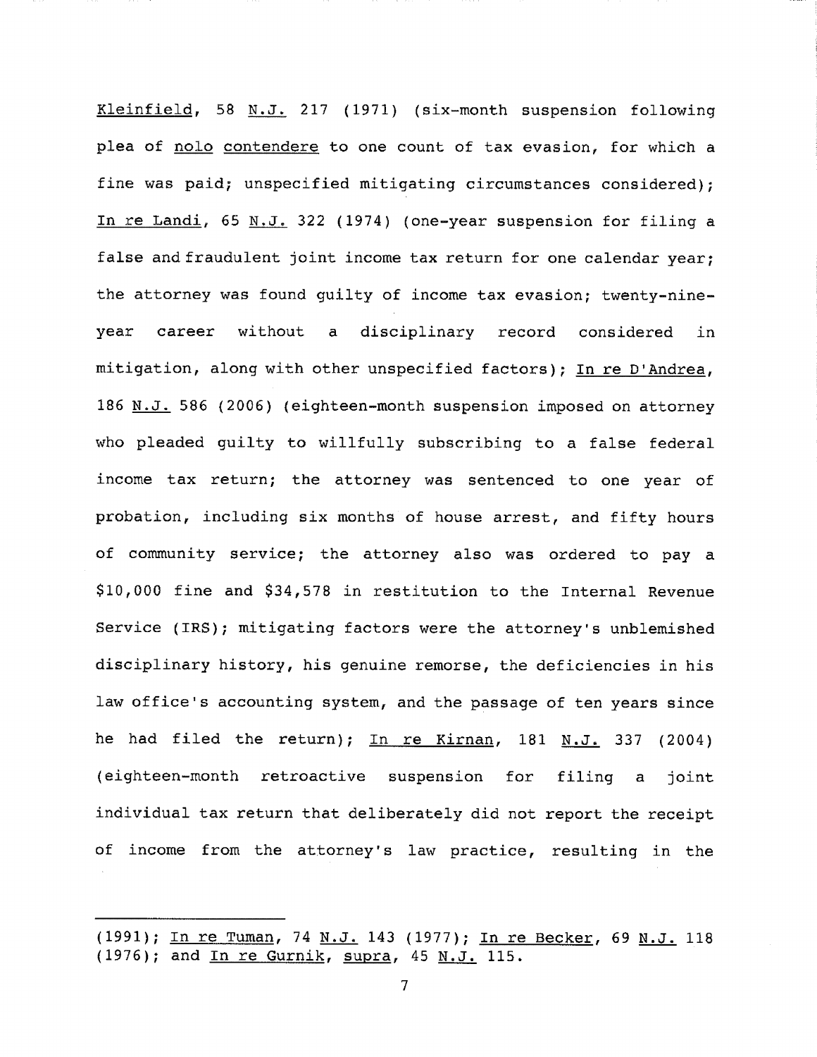Kleinfield, 58 N.J. 217 (1971) (six-month suspension following plea of nolo contendere to one count of tax evasion, for which a fine was paid; unspecified mitigating circumstances considered); In re Landi, 65 N.J. 322 (1974) (one-year suspension for filing a false and fraudulent joint income tax return for one calendar year; the attorney was found guilty of income tax evasion; twenty-nine-year career without a disciplinary record considered in mitigation, along with other unspecified factors); In re D'Andrea, 186 N.J. 586 (2006) (eighteen-month suspension imposed on attorney who pleaded guilty to willfully subscribing to a false federal income tax return; the attorney was sentenced to one year of probation, including six months of house arrest, and fifty hours of community service; the attorney also was ordered to pay a $10,000 fine and $34,578 in restitution to the Internal Revenue Service (IRS); mitigating factors were the attorney's unblemished disciplinary history, his genuine remorse, the deficiencies in his law office's accounting system, and the passage of ten years since he had filed the return); In re Kirnan, 181 N.J. 337 (2004) (eighteen-month retroactive suspension for filing a joint individual tax return that deliberately did not report the receipt of income from the attorney's law practice, resulting in the

---

(1991); In re Tuman, 74 N.J. 143 (1977); In re Becker, 69 N.J. 118 (1976); and In re Gurnik, supra, 45 N.J. 115.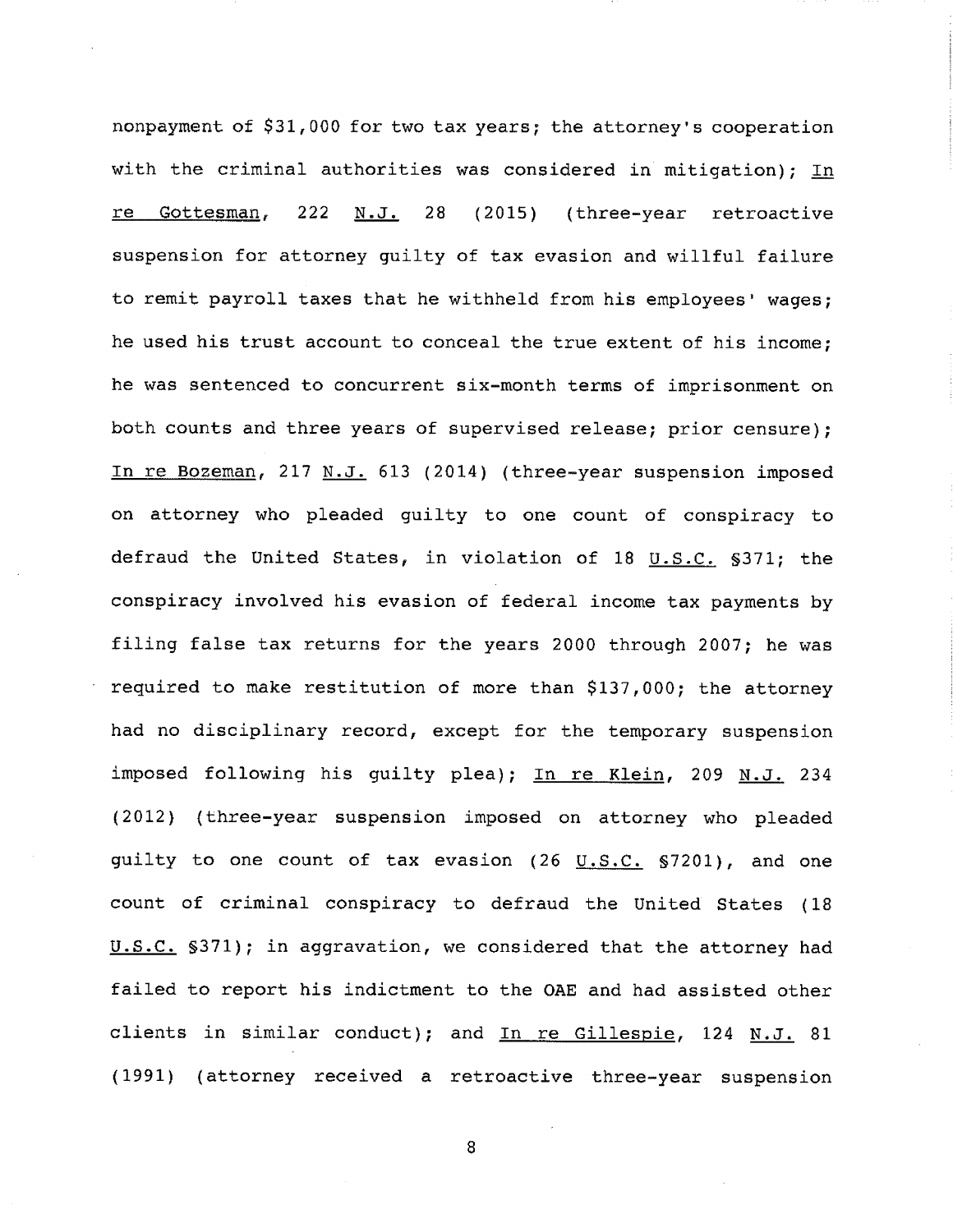nonpayment of $31,000 for two tax years; the attorney's cooperation with the criminal authorities was considered in mitigation); In re Gottesman, 222 N.J. 28 (2015) (three-year retroactive suspension for attorney guilty of tax evasion and willful failure to remit payroll taxes that he withheld from his employees' wages; he used his trust account to conceal the true extent of his income; he was sentenced to concurrent six-month terms of imprisonment on both counts and three years of supervised release; prior censure); In re Bozeman, 217 N.J. 613 (2014) (three-year suspension imposed on attorney who pleaded guilty to one count of conspiracy to defraud the United States, in violation of 18 U.S.C. §371; the conspiracy involved his evasion of federal income tax payments by filing false tax returns for the years 2000 through 2007; he was required to make restitution of more than $137,000; the attorney had no disciplinary record, except for the temporary suspension imposed following his guilty plea); In re Klein, 209 N.J. 234 (2012) (three-year suspension imposed on attorney who pleaded guilty to one count of tax evasion (26 U.S.C. §7201), and one count of criminal conspiracy to defraud the United States (18 U.S.C. §371); in aggravation, we considered that the attorney had failed to report his indictment to the OAE and had assisted other clients in similar conduct); and In re Gillespie, 124 N.J. 81 (1991) (attorney received a retroactive three-year suspension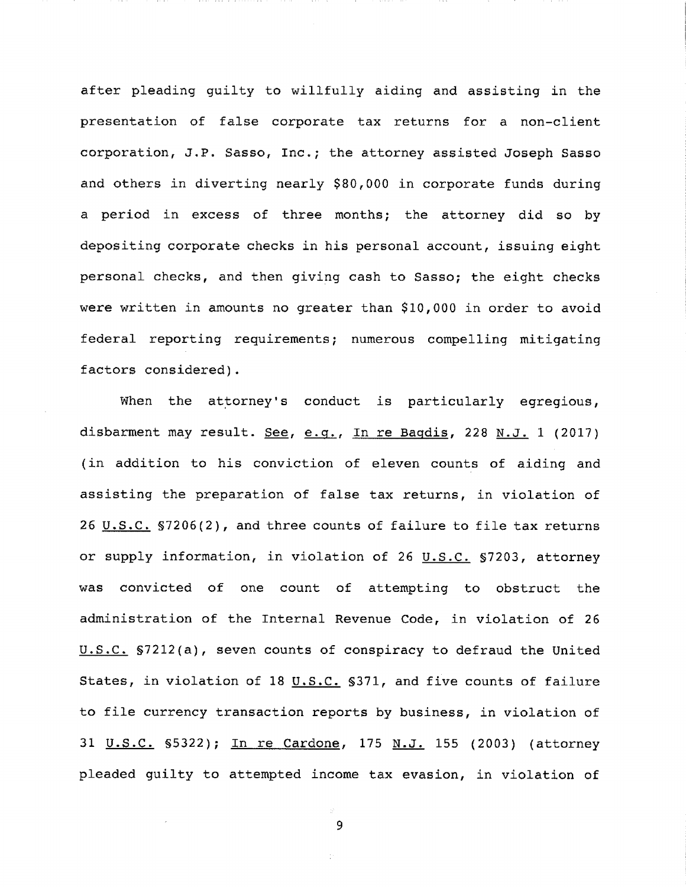after pleading guilty to willfully aiding and assisting in the presentation of false corporate tax returns for a non-client corporation, J.P. Sasso, Inc.; the attorney assisted Joseph Sasso and others in diverting nearly $80,000 in corporate funds during a period in excess of three months; the attorney did so by depositing corporate checks in his personal account, issuing eight personal checks, and then giving cash to Sasso; the eight checks were written in amounts no greater than $10,000 in order to avoid federal reporting requirements; numerous compelling mitigating factors considered).

When the attorney's conduct is particularly egregious, disbarment may result. See, e.g., In re Bagdis, 228 N.J. 1 (2017) (in addition to his conviction of eleven counts of aiding and assisting the preparation of false tax returns, in violation of 26 U.S.C. §7206(2), and three counts of failure to file tax returns or supply information, in violation of 26 U.S.C. §7203, attorney was convicted of one count of attempting to obstruct the administration of the Internal Revenue Code, in violation of 26 U.S.C. §7212(a), seven counts of conspiracy to defraud the United States, in violation of 18 U.S.C. §371, and five counts of failure to file currency transaction reports by business, in violation of 31 U.S.C. §5322); In re Cardone, 175 N.J. 155 (2003) (attorney pleaded guilty to attempted income tax evasion, in violation of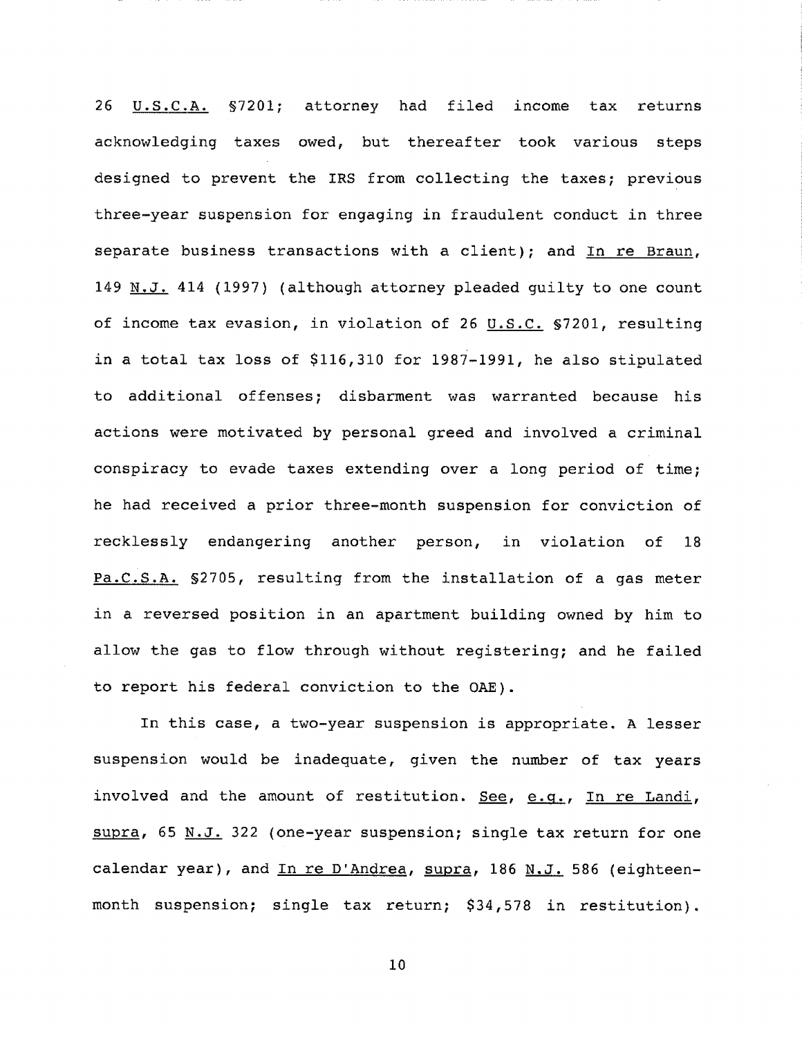26 U.S.C.A. §7201; attorney had filed income tax returns acknowledging taxes owed, but thereafter took various steps designed to prevent the IRS from collecting the taxes; previous three-year suspension for engaging in fraudulent conduct in three separate business transactions with a client); and In re Braun, 149 N.J. 414 (1997) (although attorney pleaded guilty to one count of income tax evasion, in violation of 26 U.S.C. §7201, resulting in a total tax loss of $116,310 for 1987-1991, he also stipulated to additional offenses; disbarment was warranted because his actions were motivated by personal greed and involved a criminal conspiracy to evade taxes extending over a long period of time; he had received a prior three-month suspension for conviction of recklessly endangering another person, in violation of 18 Pa.C.S.A. §2705, resulting from the installation of a gas meter in a reversed position in an apartment building owned by him to allow the gas to flow through without registering; and he failed to report his federal conviction to the OAE).

In this case, a two-year suspension is appropriate. A lesser suspension would be inadequate, given the number of tax years involved and the amount of restitution. See, e.g., In re Landi, supra, 65 N.J. 322 (one-year suspension; single tax return for one calendar year), and In re D'Andrea, supra, 186 N.J. 586 (eighteen-month suspension; single tax return; $34,578 in restitution).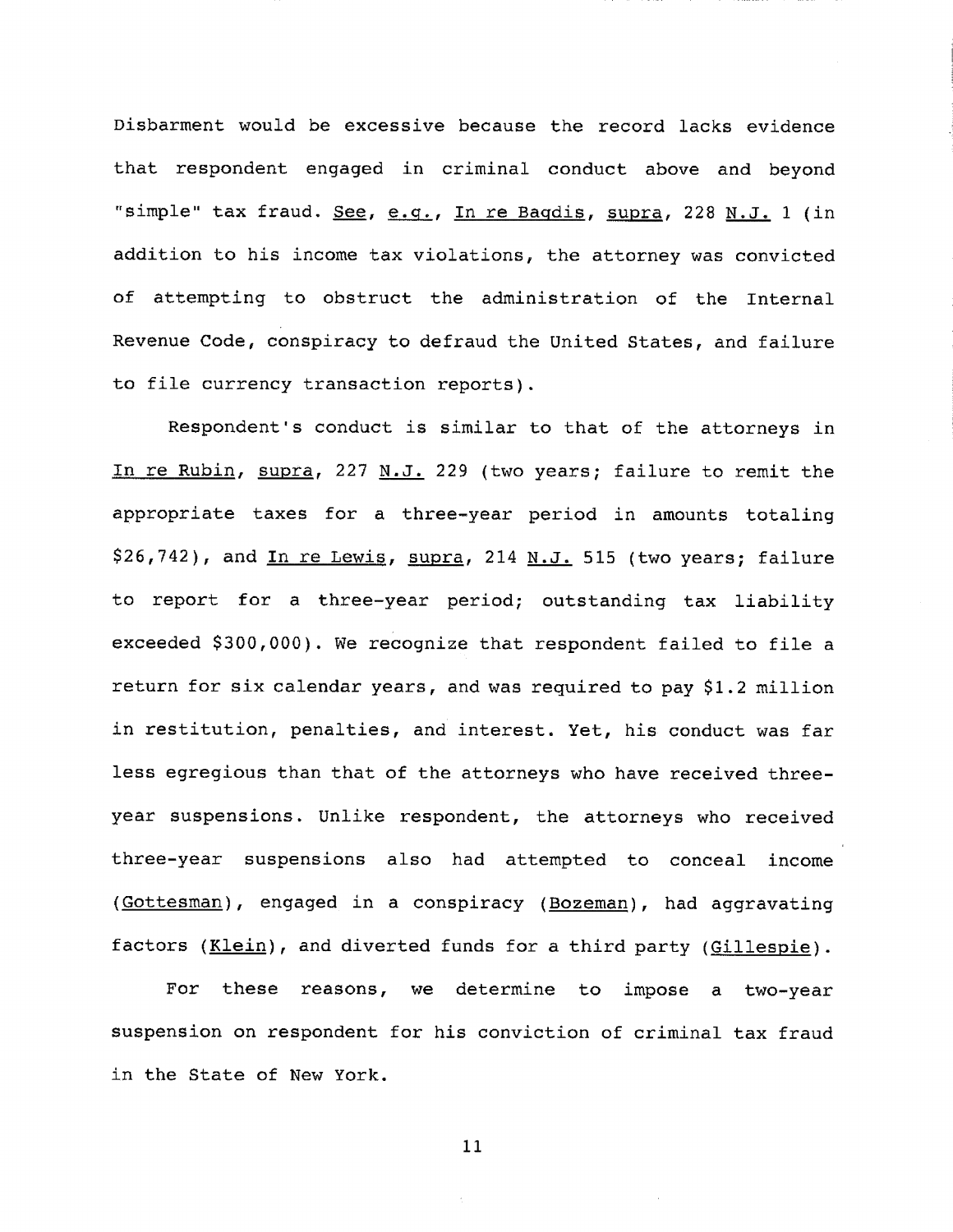Disbarment would be excessive because the record lacks evidence that respondent engaged in criminal conduct above and beyond "simple" tax fraud. See, e.g., In re Bagdis, supra, 228 N.J. 1 (in addition to his income tax violations, the attorney was convicted of attempting to obstruct the administration of the Internal Revenue Code, conspiracy to defraud the United States, and failure to file currency transaction reports).

Respondent's conduct is similar to that of the attorneys in In re Rubin, supra, 227 N.J. 229 (two years; failure to remit the appropriate taxes for a three-year period in amounts totaling $26,742), and In re Lewis, supra, 214 N.J. 515 (two years; failure to report for a three-year period; outstanding tax liability exceeded $300,000). We recognize that respondent failed to file a return for six calendar years, and was required to pay $1.2 million in restitution, penalties, and interest. Yet, his conduct was far less egregious than that of the attorneys who have received three-year suspensions. Unlike respondent, the attorneys who received three-year suspensions also had attempted to conceal income (Gottesman), engaged in a conspiracy (Bozeman), had aggravating factors (Klein), and diverted funds for a third party (Gillespie).

For these reasons, we determine to impose a two-year suspension on respondent for his conviction of criminal tax fraud in the State of New York.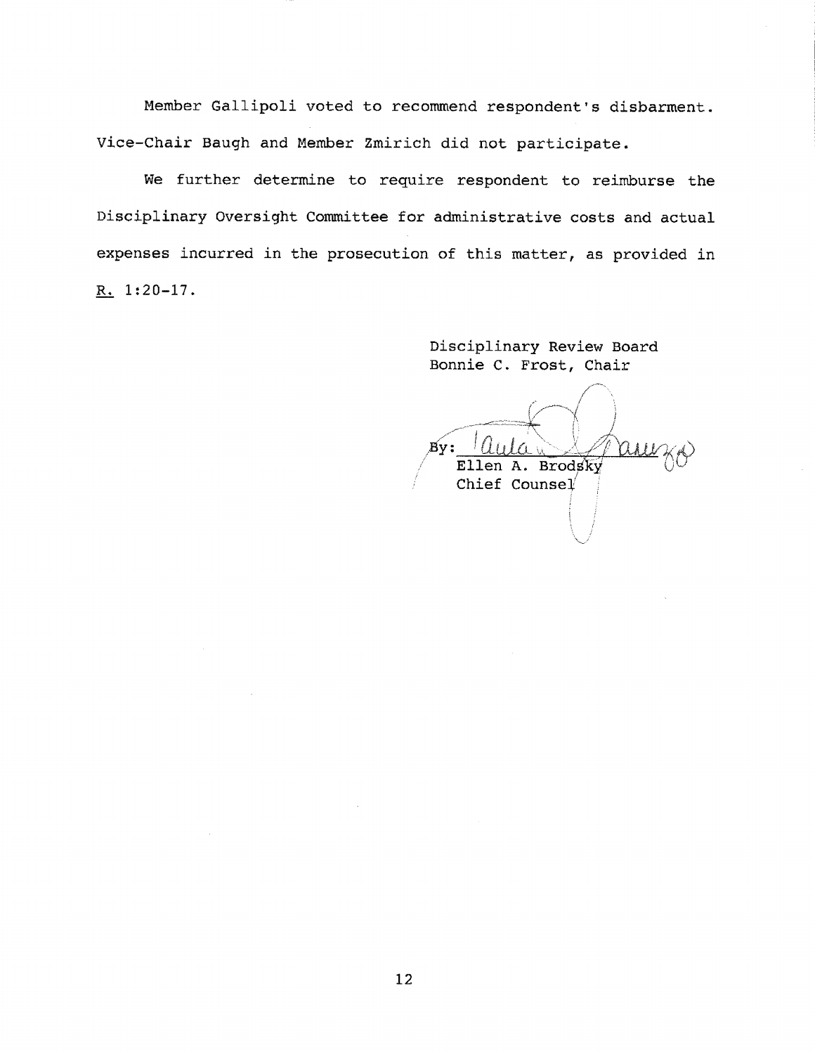Member Gallipoli voted to recommend respondent's disbarment. Vice-Chair Baugh and Member Zmirich did not participate.

We further determine to require respondent to reimburse the Disciplinary Oversight Committee for administrative costs and actual expenses incurred in the prosecution of this matter, as provided in R. 1:20-17.

Disciplinary Review Board
Bonnie C. Frost, Chair

By: Paula Pannozzo
Ellen A. Brodsky
Chief Counsel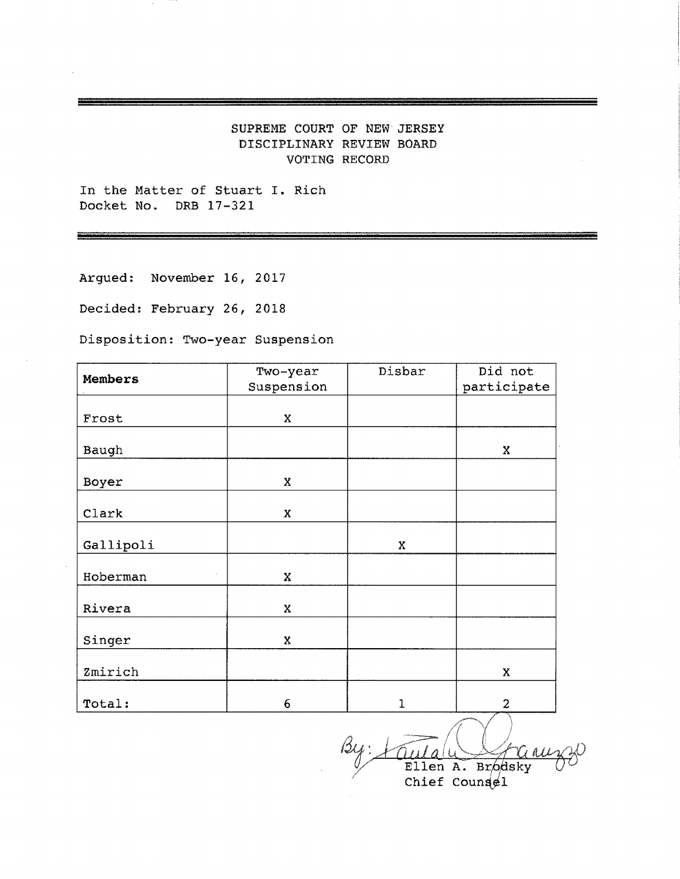SUPREME COURT OF NEW JERSEY
DISCIPLINARY REVIEW BOARD
VOTING RECORD

In the Matter of Stuart I. Rich
Docket No. DRB 17-321

Argued: November 16, 2017

Decided: February 26, 2018

Disposition: Two-year Suspension

| **Members** | Two-year Suspension | Disbar | Did not participate |
|---|---|---|---|
| Frost | X | | |
| Baugh | | | X |
| Boyer | X | | |
| Clark | X | | |
| Gallipoli | | X | |
| Hoberman | X | | |
| Rivera | X | | |
| Singer | X | | |
| Zmirich | | | X |
| Total: | 6 | 1 | 2 |

By: Paula Granuzzo
Ellen A. Brodsky
Chief Counsel